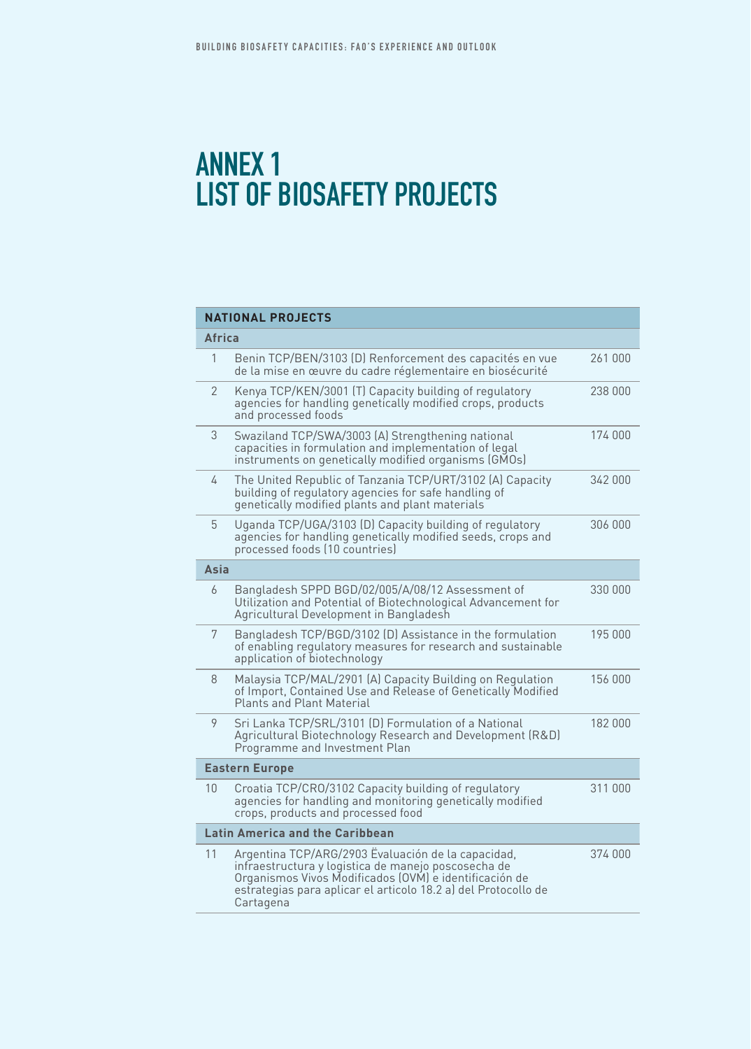# ANNEX 1
# LIST OF BIOSAFETY PROJECTS

| NATIONAL PROJECTS | | |
|---|---|---|
| **Africa** | | |
| 1 | Benin TCP/BEN/3103 (D) Renforcement des capacités en vue de la mise en œuvre du cadre réglementaire en biosécurité | 261 000 |
| 2 | Kenya TCP/KEN/3001 (T) Capacity building of regulatory agencies for handling genetically modified crops, products and processed foods | 238 000 |
| 3 | Swaziland TCP/SWA/3003 (A) Strengthening national capacities in formulation and implementation of legal instruments on genetically modified organisms (GMOs) | 174 000 |
| 4 | The United Republic of Tanzania TCP/URT/3102 (A) Capacity building of regulatory agencies for safe handling of genetically modified plants and plant materials | 342 000 |
| 5 | Uganda TCP/UGA/3103 (D) Capacity building of regulatory agencies for handling genetically modified seeds, crops and processed foods (10 countries) | 306 000 |
| **Asia** | | |
| 6 | Bangladesh SPPD BGD/02/005/A/08/12 Assessment of Utilization and Potential of Biotechnological Advancement for Agricultural Development in Bangladesh | 330 000 |
| 7 | Bangladesh TCP/BGD/3102 (D) Assistance in the formulation of enabling regulatory measures for research and sustainable application of biotechnology | 195 000 |
| 8 | Malaysia TCP/MAL/2901 (A) Capacity Building on Regulation of Import, Contained Use and Release of Genetically Modified Plants and Plant Material | 156 000 |
| 9 | Sri Lanka TCP/SRL/3101 (D) Formulation of a National Agricultural Biotechnology Research and Development (R&D) Programme and Investment Plan | 182 000 |
| **Eastern Europe** | | |
| 10 | Croatia TCP/CRO/3102 Capacity building of regulatory agencies for handling and monitoring genetically modified crops, products and processed food | 311 000 |
| **Latin America and the Caribbean** | | |
| 11 | Argentina TCP/ARG/2903 Ëvaluación de la capacidad, infraestructura y logistica de manejo poscosecha de Organismos Vivos Modificados (OVM) e identificación de estrategias para aplicar el articolo 18.2 a) del Protocollo de Cartagena | 374 000 |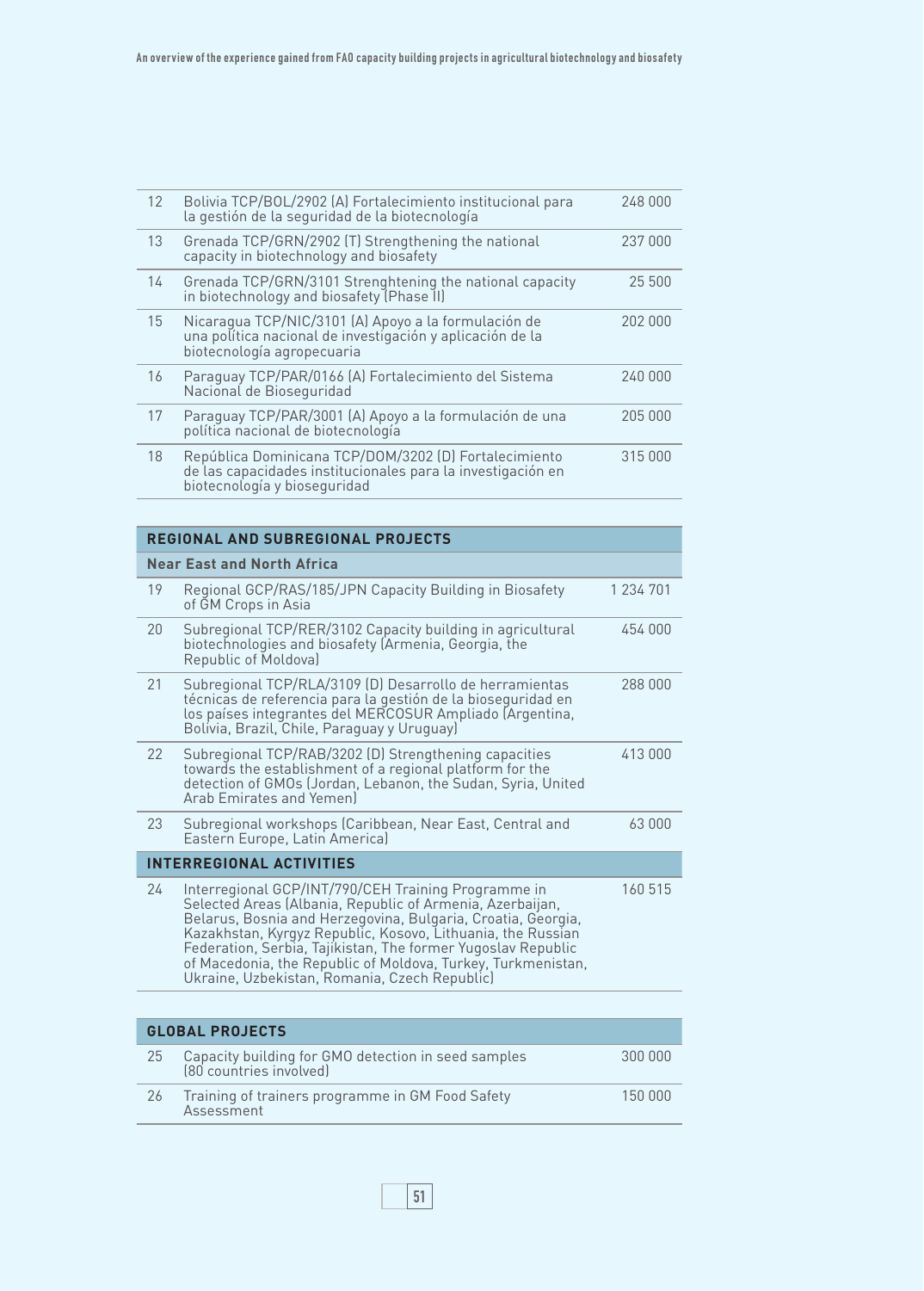| | | |
|---|---|---|
| 12 | Bolivia TCP/BOL/2902 (A) Fortalecimiento institucional para la gestión de la seguridad de la biotecnología | 248 000 |
| 13 | Grenada TCP/GRN/2902 (T) Strengthening the national capacity in biotechnology and biosafety | 237 000 |
| 14 | Grenada TCP/GRN/3101 Strenghtening the national capacity in biotechnology and biosafety (Phase II) | 25 500 |
| 15 | Nicaragua TCP/NIC/3101 (A) Apoyo a la formulación de una política nacional de investigación y aplicación de la biotecnología agropecuaria | 202 000 |
| 16 | Paraguay TCP/PAR/0166 (A) Fortalecimiento del Sistema Nacional de Bioseguridad | 240 000 |
| 17 | Paraguay TCP/PAR/3001 (A) Apoyo a la formulación de una política nacional de biotecnología | 205 000 |
| 18 | República Dominicana TCP/DOM/3202 (D) Fortalecimiento de las capacidades institucionales para la investigación en biotecnología y bioseguridad | 315 000 |

| **REGIONAL AND SUBREGIONAL PROJECTS** | | |
|---|---|---|
| **Near East and North Africa** | | |
| 19 | Regional GCP/RAS/185/JPN Capacity Building in Biosafety of GM Crops in Asia | 1 234 701 |
| 20 | Subregional TCP/RER/3102 Capacity building in agricultural biotechnologies and biosafety (Armenia, Georgia, the Republic of Moldova) | 454 000 |
| 21 | Subregional TCP/RLA/3109 (D) Desarrollo de herramientas técnicas de referencia para la gestión de la bioseguridad en los países integrantes del MERCOSUR Ampliado (Argentina, Bolivia, Brazil, Chile, Paraguay y Uruguay) | 288 000 |
| 22 | Subregional TCP/RAB/3202 (D) Strengthening capacities towards the establishment of a regional platform for the detection of GMOs (Jordan, Lebanon, the Sudan, Syria, United Arab Emirates and Yemen) | 413 000 |
| 23 | Subregional workshops (Caribbean, Near East, Central and Eastern Europe, Latin America) | 63 000 |
| **INTERREGIONAL ACTIVITIES** | | |
| 24 | Interregional GCP/INT/790/CEH Training Programme in Selected Areas (Albania, Republic of Armenia, Azerbaijan, Belarus, Bosnia and Herzegovina, Bulgaria, Croatia, Georgia, Kazakhstan, Kyrgyz Republic, Kosovo, Lithuania, the Russian Federation, Serbia, Tajikistan, The former Yugoslav Republic of Macedonia, the Republic of Moldova, Turkey, Turkmenistan, Ukraine, Uzbekistan, Romania, Czech Republic) | 160 515 |

| **GLOBAL PROJECTS** | | |
|---|---|---|
| 25 | Capacity building for GMO detection in seed samples (80 countries involved) | 300 000 |
| 26 | Training of trainers programme in GM Food Safety Assessment | 150 000 |